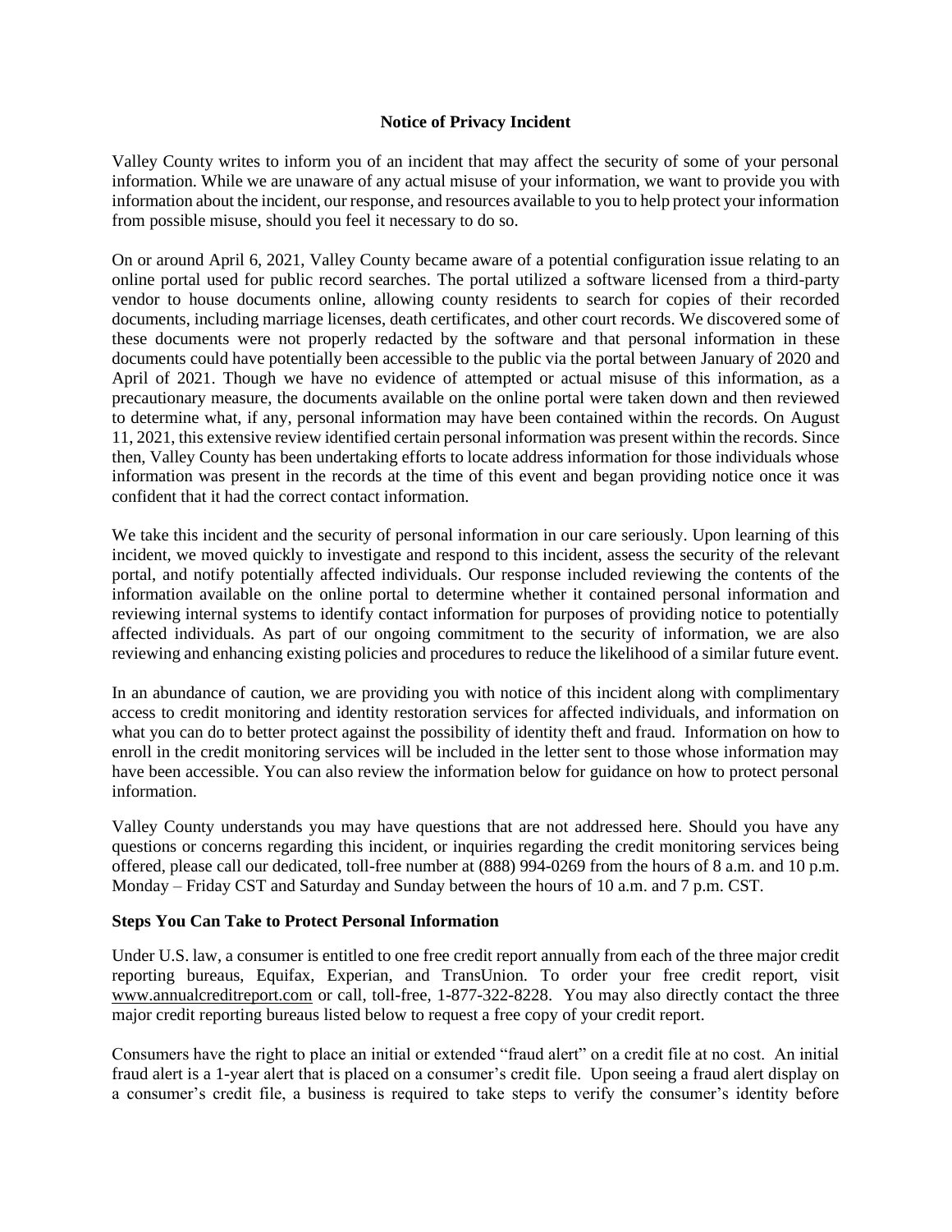# Notice of Privacy Incident

Valley County writes to inform you of an incident that may affect the security of some of your personal information. While we are unaware of any actual misuse of your information, we want to provide you with information about the incident, our response, and resources available to you to help protect your information from possible misuse, should you feel it necessary to do so.

On or around April 6, 2021, Valley County became aware of a potential configuration issue relating to an online portal used for public record searches. The portal utilized a software licensed from a third-party vendor to house documents online, allowing county residents to search for copies of their recorded documents, including marriage licenses, death certificates, and other court records. We discovered some of these documents were not properly redacted by the software and that personal information in these documents could have potentially been accessible to the public via the portal between January of 2020 and April of 2021. Though we have no evidence of attempted or actual misuse of this information, as a precautionary measure, the documents available on the online portal were taken down and then reviewed to determine what, if any, personal information may have been contained within the records. On August 11, 2021, this extensive review identified certain personal information was present within the records. Since then, Valley County has been undertaking efforts to locate address information for those individuals whose information was present in the records at the time of this event and began providing notice once it was confident that it had the correct contact information.

We take this incident and the security of personal information in our care seriously. Upon learning of this incident, we moved quickly to investigate and respond to this incident, assess the security of the relevant portal, and notify potentially affected individuals. Our response included reviewing the contents of the information available on the online portal to determine whether it contained personal information and reviewing internal systems to identify contact information for purposes of providing notice to potentially affected individuals. As part of our ongoing commitment to the security of information, we are also reviewing and enhancing existing policies and procedures to reduce the likelihood of a similar future event.

In an abundance of caution, we are providing you with notice of this incident along with complimentary access to credit monitoring and identity restoration services for affected individuals, and information on what you can do to better protect against the possibility of identity theft and fraud. Information on how to enroll in the credit monitoring services will be included in the letter sent to those whose information may have been accessible. You can also review the information below for guidance on how to protect personal information.

Valley County understands you may have questions that are not addressed here. Should you have any questions or concerns regarding this incident, or inquiries regarding the credit monitoring services being offered, please call our dedicated, toll-free number at (888) 994-0269 from the hours of 8 a.m. and 10 p.m. Monday – Friday CST and Saturday and Sunday between the hours of 10 a.m. and 7 p.m. CST.

## Steps You Can Take to Protect Personal Information

Under U.S. law, a consumer is entitled to one free credit report annually from each of the three major credit reporting bureaus, Equifax, Experian, and TransUnion. To order your free credit report, visit www.annualcreditreport.com or call, toll-free, 1-877-322-8228. You may also directly contact the three major credit reporting bureaus listed below to request a free copy of your credit report.

Consumers have the right to place an initial or extended "fraud alert" on a credit file at no cost. An initial fraud alert is a 1-year alert that is placed on a consumer's credit file. Upon seeing a fraud alert display on a consumer's credit file, a business is required to take steps to verify the consumer's identity before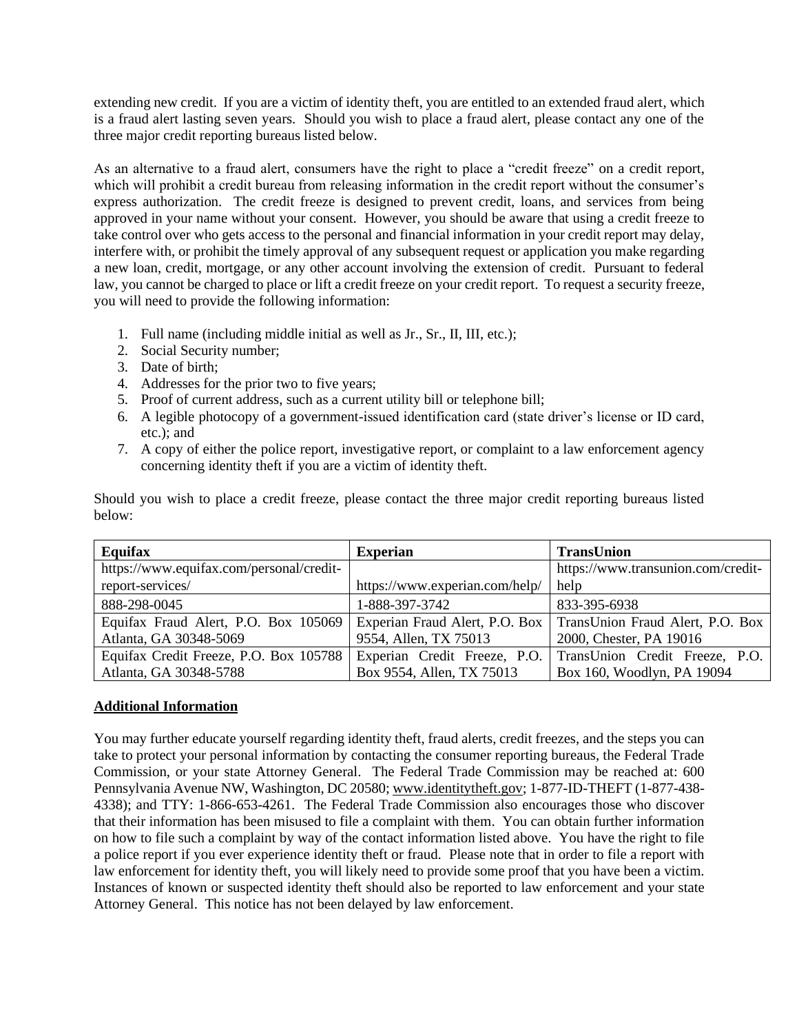extending new credit. If you are a victim of identity theft, you are entitled to an extended fraud alert, which is a fraud alert lasting seven years. Should you wish to place a fraud alert, please contact any one of the three major credit reporting bureaus listed below.

As an alternative to a fraud alert, consumers have the right to place a "credit freeze" on a credit report, which will prohibit a credit bureau from releasing information in the credit report without the consumer's express authorization. The credit freeze is designed to prevent credit, loans, and services from being approved in your name without your consent. However, you should be aware that using a credit freeze to take control over who gets access to the personal and financial information in your credit report may delay, interfere with, or prohibit the timely approval of any subsequent request or application you make regarding a new loan, credit, mortgage, or any other account involving the extension of credit. Pursuant to federal law, you cannot be charged to place or lift a credit freeze on your credit report. To request a security freeze, you will need to provide the following information:

1. Full name (including middle initial as well as Jr., Sr., II, III, etc.);
2. Social Security number;
3. Date of birth;
4. Addresses for the prior two to five years;
5. Proof of current address, such as a current utility bill or telephone bill;
6. A legible photocopy of a government-issued identification card (state driver's license or ID card, etc.); and
7. A copy of either the police report, investigative report, or complaint to a law enforcement agency concerning identity theft if you are a victim of identity theft.

Should you wish to place a credit freeze, please contact the three major credit reporting bureaus listed below:

| **Equifax** | **Experian** | **TransUnion** |
|---|---|---|
| https://www.equifax.com/personal/credit-report-services/ | https://www.experian.com/help/ | https://www.transunion.com/credit-help |
| 888-298-0045 | 1-888-397-3742 | 833-395-6938 |
| Equifax Fraud Alert, P.O. Box 105069 Atlanta, GA 30348-5069 | Experian Fraud Alert, P.O. Box 9554, Allen, TX 75013 | TransUnion Fraud Alert, P.O. Box 2000, Chester, PA 19016 |
| Equifax Credit Freeze, P.O. Box 105788 Atlanta, GA 30348-5788 | Experian Credit Freeze, P.O. Box 9554, Allen, TX 75013 | TransUnion Credit Freeze, P.O. Box 160, Woodlyn, PA 19094 |

**Additional Information**

You may further educate yourself regarding identity theft, fraud alerts, credit freezes, and the steps you can take to protect your personal information by contacting the consumer reporting bureaus, the Federal Trade Commission, or your state Attorney General. The Federal Trade Commission may be reached at: 600 Pennsylvania Avenue NW, Washington, DC 20580; www.identitytheft.gov; 1-877-ID-THEFT (1-877-438-4338); and TTY: 1-866-653-4261. The Federal Trade Commission also encourages those who discover that their information has been misused to file a complaint with them. You can obtain further information on how to file such a complaint by way of the contact information listed above. You have the right to file a police report if you ever experience identity theft or fraud. Please note that in order to file a report with law enforcement for identity theft, you will likely need to provide some proof that you have been a victim. Instances of known or suspected identity theft should also be reported to law enforcement and your state Attorney General. This notice has not been delayed by law enforcement.